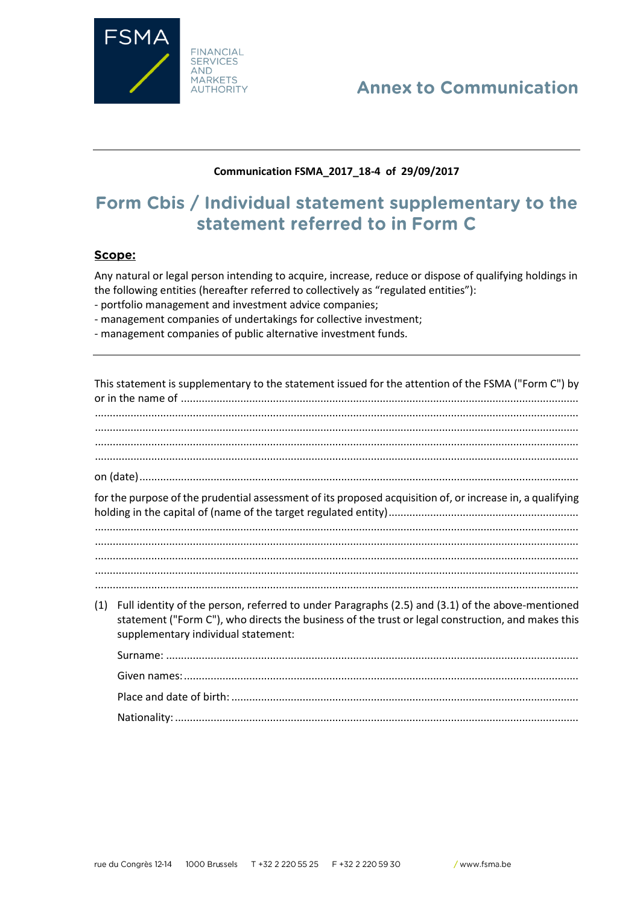FSMA

FINANCIAL SERVICES AND MARKETS AUTHORITY

# Annex to Communication

**Communication FSMA_2017_18-4 of 29/09/2017**

## Form Cbis / Individual statement supplementary to the statement referred to in Form C

**Scope:**

Any natural or legal person intending to acquire, increase, reduce or dispose of qualifying holdings in the following entities (hereafter referred to collectively as "regulated entities"):
- portfolio management and investment advice companies;
- management companies of undertakings for collective investment;
- management companies of public alternative investment funds.

---

This statement is supplementary to the statement issued for the attention of the FSMA ("Form C") by or in the name of ...................................................................................................................................
.......................................................................................................................................................
.......................................................................................................................................................
.......................................................................................................................................................
.......................................................................................................................................................

on (date).................................................................................................................................

for the purpose of the prudential assessment of its proposed acquisition of, or increase in, a qualifying holding in the capital of (name of the target regulated entity)...............................................................
.......................................................................................................................................................
.......................................................................................................................................................
.......................................................................................................................................................
.......................................................................................................................................................
.......................................................................................................................................................

(1) Full identity of the person, referred to under Paragraphs (2.5) and (3.1) of the above-mentioned statement ("Form C"), who directs the business of the trust or legal construction, and makes this supplementary individual statement:

Surname: ......................................................................................................................

Given names: .................................................................................................................

Place and date of birth: .................................................................................................

Nationality: ...................................................................................................................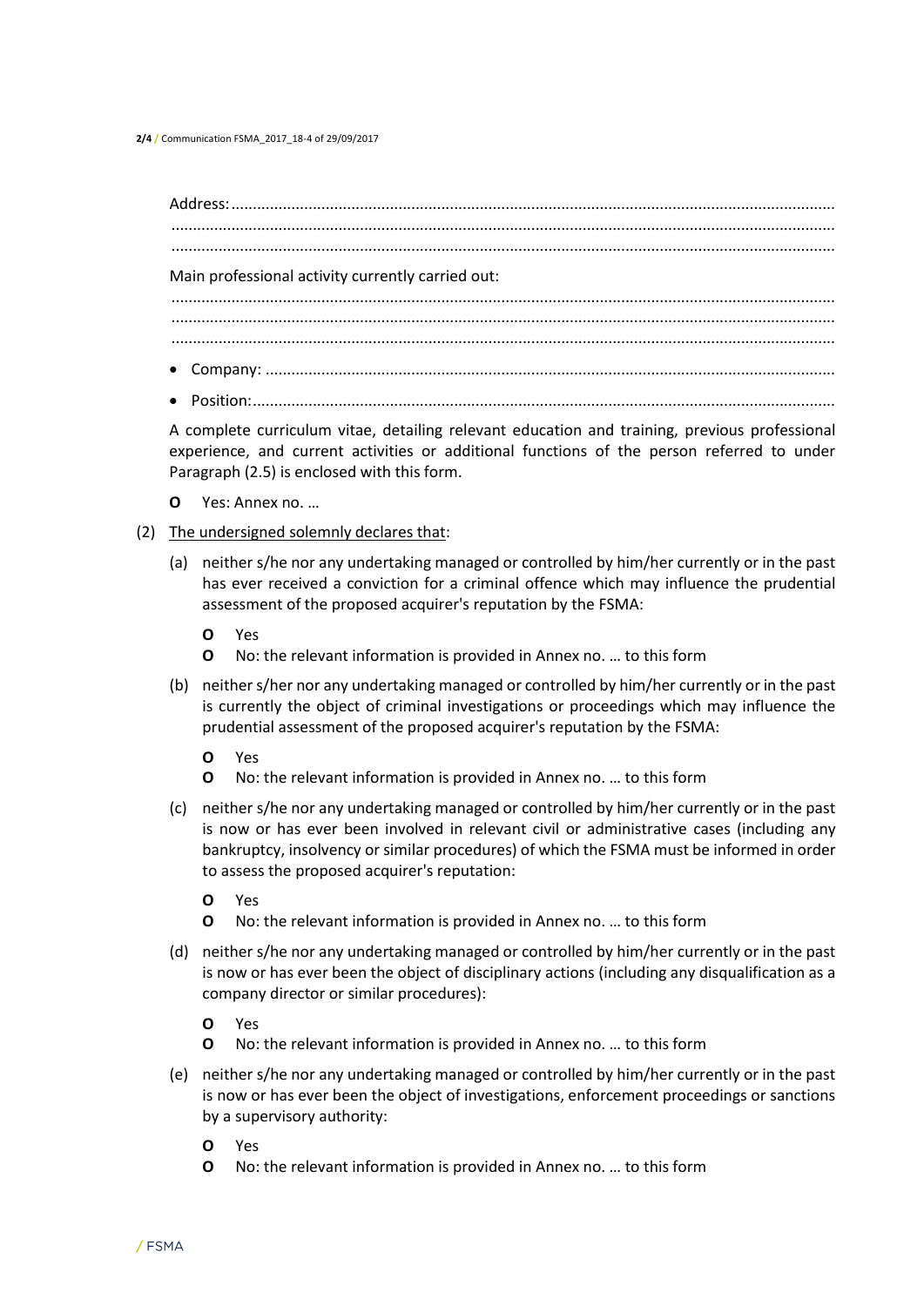Address: .............................................................................................................................................
.............................................................................................................................................
.............................................................................................................................................

Main professional activity currently carried out:

.............................................................................................................................................
.............................................................................................................................................
.............................................................................................................................................

- Company: ..............................................................................................................................
- Position: ...............................................................................................................................

A complete curriculum vitae, detailing relevant education and training, previous professional experience, and current activities or additional functions of the person referred to under Paragraph (2.5) is enclosed with this form.

**O** Yes: Annex no. …

(2) <u>The undersigned solemnly declares that</u>:

(a) neither s/he nor any undertaking managed or controlled by him/her currently or in the past has ever received a conviction for a criminal offence which may influence the prudential assessment of the proposed acquirer's reputation by the FSMA:

**O** Yes
**O** No: the relevant information is provided in Annex no. … to this form

(b) neither s/her nor any undertaking managed or controlled by him/her currently or in the past is currently the object of criminal investigations or proceedings which may influence the prudential assessment of the proposed acquirer's reputation by the FSMA:

**O** Yes
**O** No: the relevant information is provided in Annex no. … to this form

(c) neither s/he nor any undertaking managed or controlled by him/her currently or in the past is now or has ever been involved in relevant civil or administrative cases (including any bankruptcy, insolvency or similar procedures) of which the FSMA must be informed in order to assess the proposed acquirer's reputation:

**O** Yes
**O** No: the relevant information is provided in Annex no. … to this form

(d) neither s/he nor any undertaking managed or controlled by him/her currently or in the past is now or has ever been the object of disciplinary actions (including any disqualification as a company director or similar procedures):

**O** Yes
**O** No: the relevant information is provided in Annex no. … to this form

(e) neither s/he nor any undertaking managed or controlled by him/her currently or in the past is now or has ever been the object of investigations, enforcement proceedings or sanctions by a supervisory authority:

**O** Yes
**O** No: the relevant information is provided in Annex no. … to this form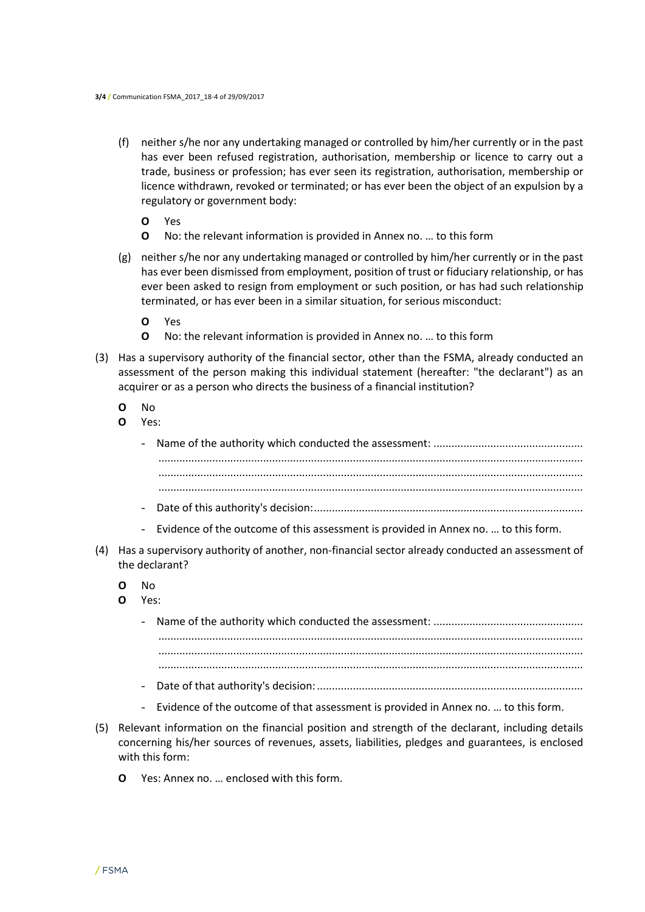(f) neither s/he nor any undertaking managed or controlled by him/her currently or in the past has ever been refused registration, authorisation, membership or licence to carry out a trade, business or profession; has ever seen its registration, authorisation, membership or licence withdrawn, revoked or terminated; or has ever been the object of an expulsion by a regulatory or government body:

- **O** Yes
- **O** No: the relevant information is provided in Annex no. … to this form

(g) neither s/he nor any undertaking managed or controlled by him/her currently or in the past has ever been dismissed from employment, position of trust or fiduciary relationship, or has ever been asked to resign from employment or such position, or has had such relationship terminated, or has ever been in a similar situation, for serious misconduct:

- **O** Yes
- **O** No: the relevant information is provided in Annex no. … to this form

(3) Has a supervisory authority of the financial sector, other than the FSMA, already conducted an assessment of the person making this individual statement (hereafter: "the declarant") as an acquirer or as a person who directs the business of a financial institution?

- **O** No
- **O** Yes:
  - Name of the authority which conducted the assessment: ..................................................
    ..........................................................................................................................................
    ..........................................................................................................................................
    ..........................................................................................................................................
  - Date of this authority's decision: ..........................................................................................
  - Evidence of the outcome of this assessment is provided in Annex no. … to this form.

(4) Has a supervisory authority of another, non-financial sector already conducted an assessment of the declarant?

- **O** No
- **O** Yes:
  - Name of the authority which conducted the assessment: ..................................................
    ..........................................................................................................................................
    ..........................................................................................................................................
    ..........................................................................................................................................
  - Date of that authority's decision: ..........................................................................................
  - Evidence of the outcome of that assessment is provided in Annex no. … to this form.

(5) Relevant information on the financial position and strength of the declarant, including details concerning his/her sources of revenues, assets, liabilities, pledges and guarantees, is enclosed with this form:

- **O** Yes: Annex no. … enclosed with this form.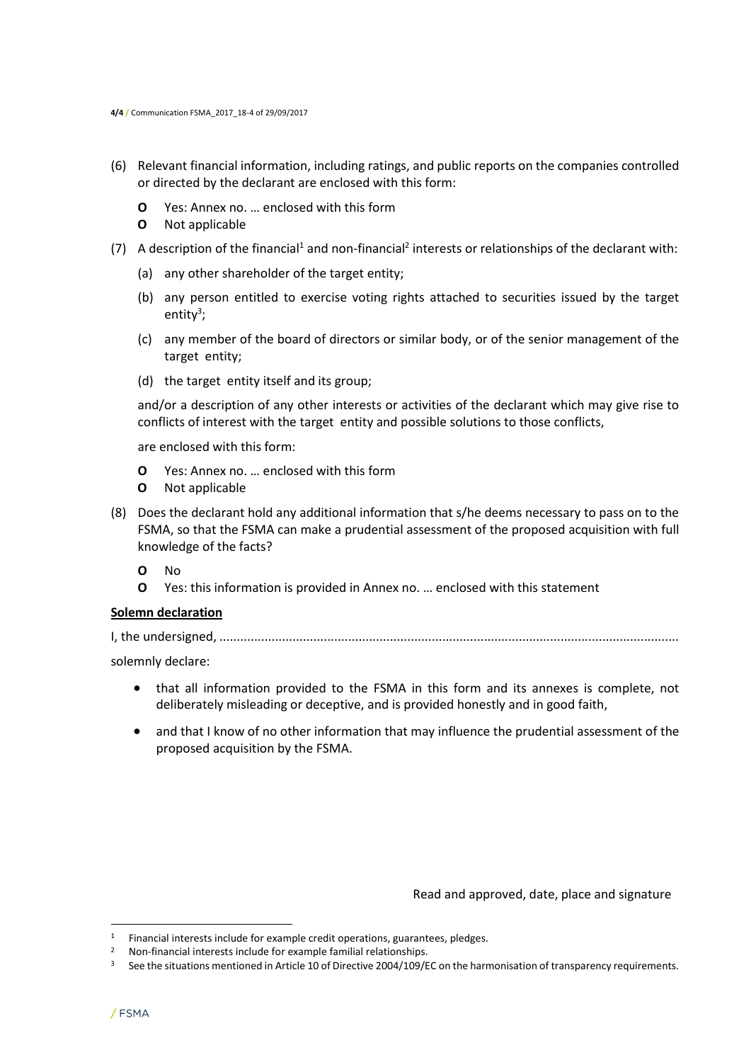(6) Relevant financial information, including ratings, and public reports on the companies controlled or directed by the declarant are enclosed with this form:

- **O** Yes: Annex no. … enclosed with this form
- **O** Not applicable

(7) A description of the financial[1] and non-financial[2] interests or relationships of the declarant with:

(a) any other shareholder of the target entity;

(b) any person entitled to exercise voting rights attached to securities issued by the target entity[3];

(c) any member of the board of directors or similar body, or of the senior management of the target entity;

(d) the target entity itself and its group;

and/or a description of any other interests or activities of the declarant which may give rise to conflicts of interest with the target entity and possible solutions to those conflicts,

are enclosed with this form:

- **O** Yes: Annex no. … enclosed with this form
- **O** Not applicable

(8) Does the declarant hold any additional information that s/he deems necessary to pass on to the FSMA, so that the FSMA can make a prudential assessment of the proposed acquisition with full knowledge of the facts?

- **O** No
- **O** Yes: this information is provided in Annex no. … enclosed with this statement

**<u>Solemn declaration</u>**

I, the undersigned, ..................................................................................................................................

solemnly declare:

- that all information provided to the FSMA in this form and its annexes is complete, not deliberately misleading or deceptive, and is provided honestly and in good faith,
- and that I know of no other information that may influence the prudential assessment of the proposed acquisition by the FSMA.

Read and approved, date, place and signature

---

[1] Financial interests include for example credit operations, guarantees, pledges.

[2] Non-financial interests include for example familial relationships.

[3] See the situations mentioned in Article 10 of Directive 2004/109/EC on the harmonisation of transparency requirements.